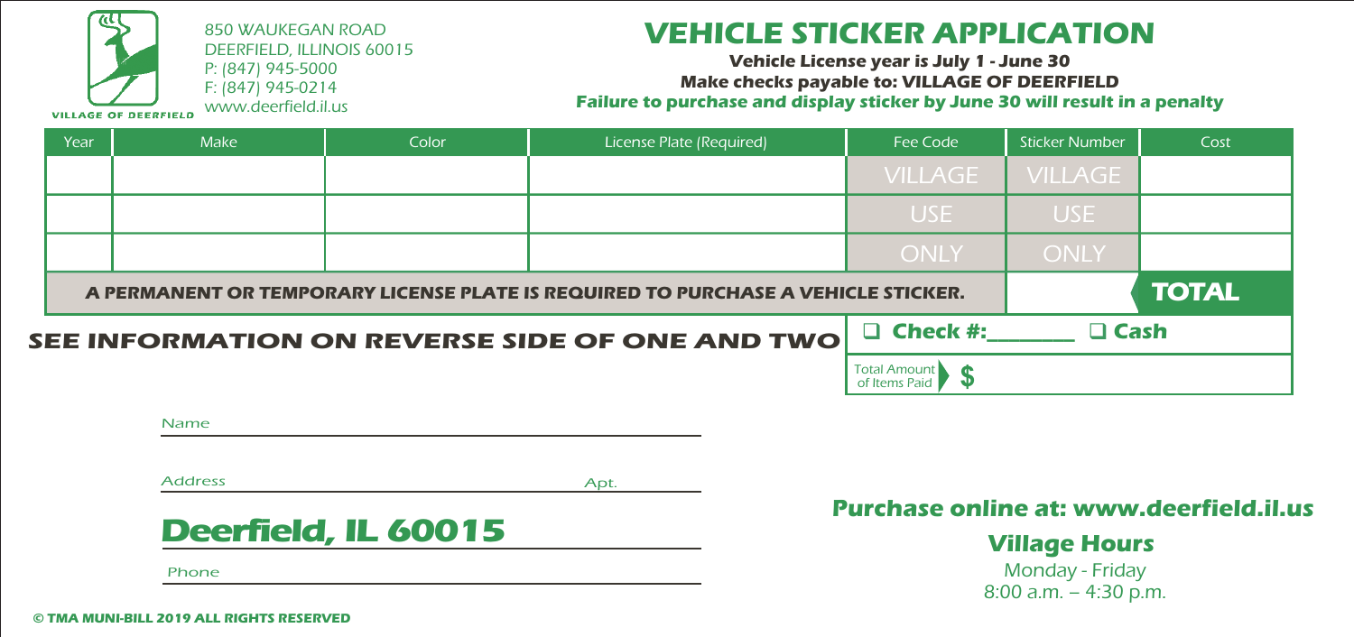VILLAGE OF DEERFIELD

850 WAUKEGAN ROAD
DEERFIELD, ILLINOIS 60015
P: (847) 945-5000
F: (847) 945-0214
www.deerfield.il.us

# VEHICLE STICKER APPLICATION

**Vehicle License year is July 1 - June 30**
**Make checks payable to: VILLAGE OF DEERFIELD**
**Failure to purchase and display sticker by June 30 will result in a penalty**

| Year | Make | Color | License Plate (Required) | Fee Code | Sticker Number | Cost |
|---|---|---|---|---|---|---|
| | | | | VILLAGE | VILLAGE | |
| | | | | USE | USE | |
| | | | | ONLY | ONLY | |
| **A PERMANENT OR TEMPORARY LICENSE PLATE IS REQUIRED TO PURCHASE A VEHICLE STICKER.** | | | | | | **TOTAL** |

**SEE INFORMATION ON REVERSE SIDE OF ONE AND TWO**

❑ **Check #:________** ❑ **Cash**

Total Amount of Items Paid **$**

Name ________________________________

Address ________________________ Apt. ________

***Deerfield, IL 60015***

Phone ________________________________

**Purchase online at: www.deerfield.il.us**

**Village Hours**

Monday - Friday
8:00 a.m. – 4:30 p.m.

**© TMA MUNI-BILL 2019 ALL RIGHTS RESERVED**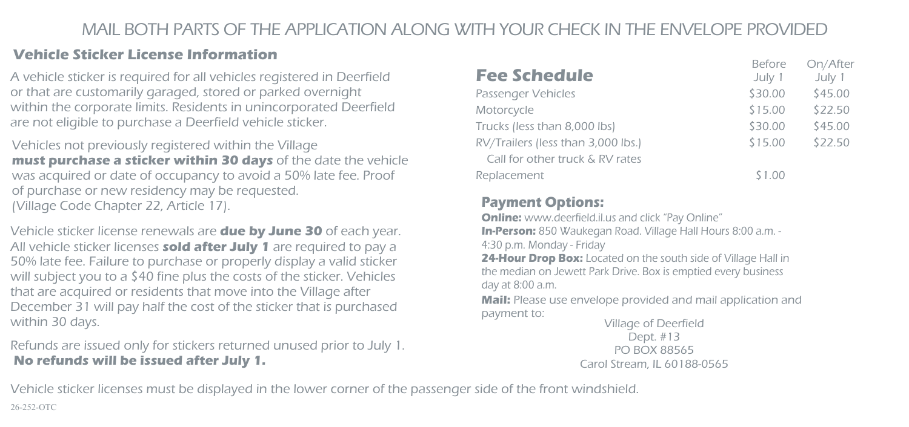# MAIL BOTH PARTS OF THE APPLICATION ALONG WITH YOUR CHECK IN THE ENVELOPE PROVIDED

## Vehicle Sticker License Information

A vehicle sticker is required for all vehicles registered in Deerfield or that are customarily garaged, stored or parked overnight within the corporate limits. Residents in unincorporated Deerfield are not eligible to purchase a Deerfield vehicle sticker.

Vehicles not previously registered within the Village **must purchase a sticker within 30 days** of the date the vehicle was acquired or date of occupancy to avoid a 50% late fee. Proof of purchase or new residency may be requested. (Village Code Chapter 22, Article 17).

Vehicle sticker license renewals are **due by June 30** of each year. All vehicle sticker licenses **sold after July 1** are required to pay a 50% late fee. Failure to purchase or properly display a valid sticker will subject you to a $40 fine plus the costs of the sticker. Vehicles that are acquired or residents that move into the Village after December 31 will pay half the cost of the sticker that is purchased within 30 days.

Refunds are issued only for stickers returned unused prior to July 1. **No refunds will be issued after July 1.**

## Fee Schedule

| | Before July 1 | On/After July 1 |
|---|---|---|
| Passenger Vehicles | $30.00 | $45.00 |
| Motorcycle | $15.00 | $22.50 |
| Trucks (less than 8,000 lbs) | $30.00 | $45.00 |
| RV/Trailers (less than 3,000 lbs.) | $15.00 | $22.50 |
| Call for other truck & RV rates | | |
| Replacement | $1.00 | |

### Payment Options:

**Online:** www.deerfield.il.us and click "Pay Online"

**In-Person:** 850 Waukegan Road. Village Hall Hours 8:00 a.m. - 4:30 p.m. Monday - Friday

**24-Hour Drop Box:** Located on the south side of Village Hall in the median on Jewett Park Drive. Box is emptied every business day at 8:00 a.m.

**Mail:** Please use envelope provided and mail application and payment to:

Village of Deerfield
Dept. #13
PO BOX 88565
Carol Stream, IL 60188-0565

Vehicle sticker licenses must be displayed in the lower corner of the passenger side of the front windshield.

26-252-OTC